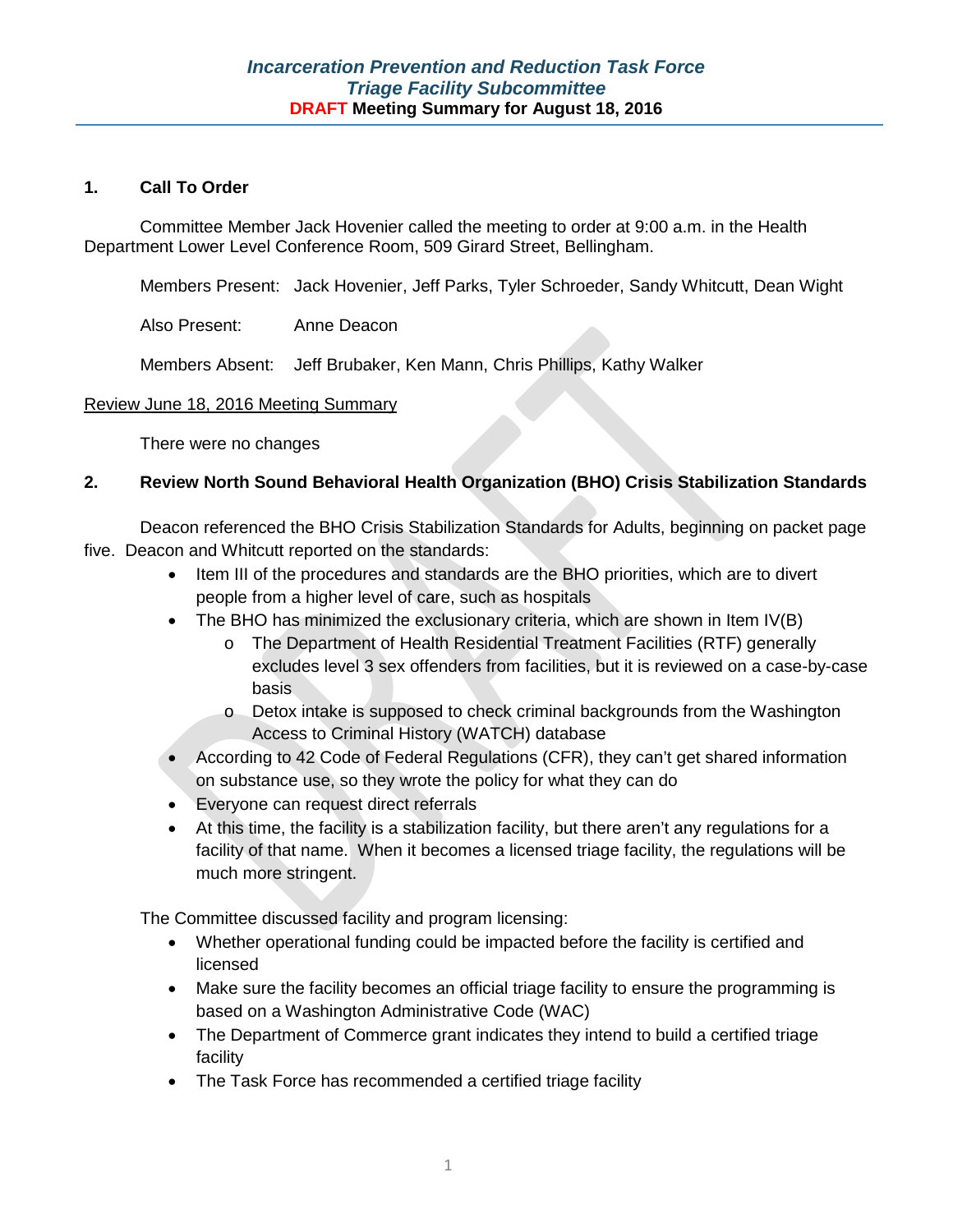# *Incarceration Prevention and Reduction Task Force*
## *Triage Facility Subcommittee*
### DRAFT Meeting Summary for August 18, 2016

**1. Call To Order**

Committee Member Jack Hovenier called the meeting to order at 9:00 a.m. in the Health Department Lower Level Conference Room, 509 Girard Street, Bellingham.

Members Present: Jack Hovenier, Jeff Parks, Tyler Schroeder, Sandy Whitcutt, Dean Wight

Also Present: Anne Deacon

Members Absent: Jeff Brubaker, Ken Mann, Chris Phillips, Kathy Walker

Review June 18, 2016 Meeting Summary

There were no changes

**2. Review North Sound Behavioral Health Organization (BHO) Crisis Stabilization Standards**

Deacon referenced the BHO Crisis Stabilization Standards for Adults, beginning on packet page five. Deacon and Whitcutt reported on the standards:

- Item III of the procedures and standards are the BHO priorities, which are to divert people from a higher level of care, such as hospitals
- The BHO has minimized the exclusionary criteria, which are shown in Item IV(B)
  - The Department of Health Residential Treatment Facilities (RTF) generally excludes level 3 sex offenders from facilities, but it is reviewed on a case-by-case basis
  - Detox intake is supposed to check criminal backgrounds from the Washington Access to Criminal History (WATCH) database
- According to 42 Code of Federal Regulations (CFR), they can't get shared information on substance use, so they wrote the policy for what they can do
- Everyone can request direct referrals
- At this time, the facility is a stabilization facility, but there aren't any regulations for a facility of that name. When it becomes a licensed triage facility, the regulations will be much more stringent.

The Committee discussed facility and program licensing:

- Whether operational funding could be impacted before the facility is certified and licensed
- Make sure the facility becomes an official triage facility to ensure the programming is based on a Washington Administrative Code (WAC)
- The Department of Commerce grant indicates they intend to build a certified triage facility
- The Task Force has recommended a certified triage facility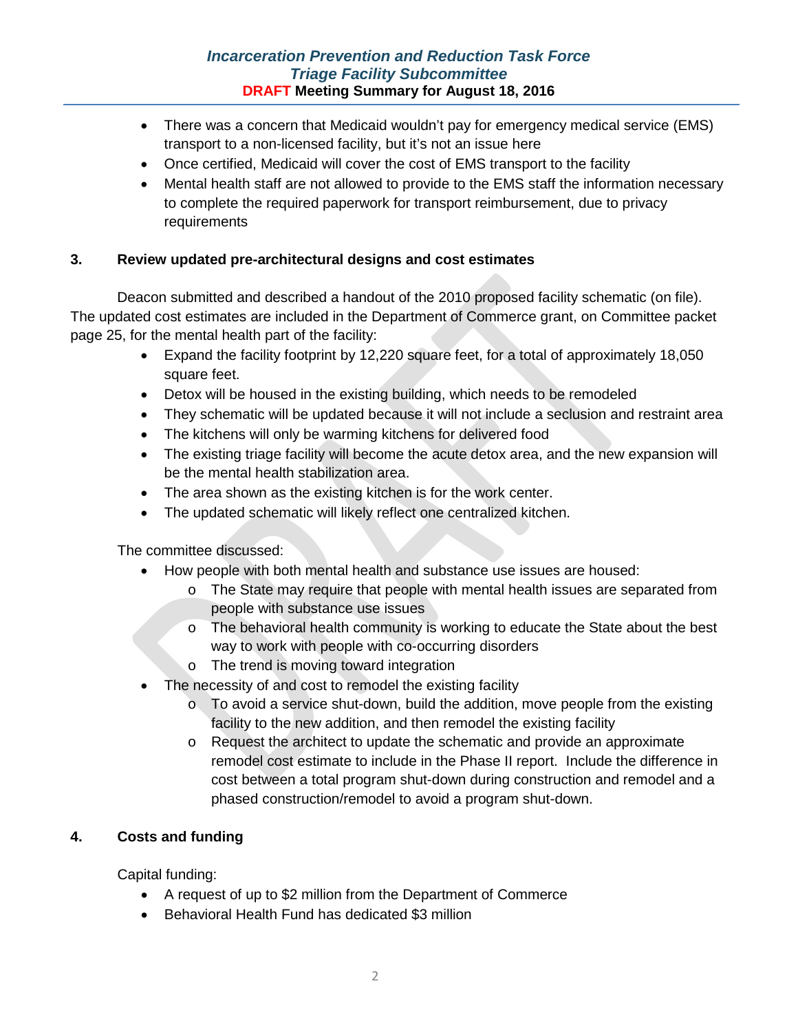- There was a concern that Medicaid wouldn't pay for emergency medical service (EMS) transport to a non-licensed facility, but it's not an issue here
- Once certified, Medicaid will cover the cost of EMS transport to the facility
- Mental health staff are not allowed to provide to the EMS staff the information necessary to complete the required paperwork for transport reimbursement, due to privacy requirements

## 3. Review updated pre-architectural designs and cost estimates

Deacon submitted and described a handout of the 2010 proposed facility schematic (on file). The updated cost estimates are included in the Department of Commerce grant, on Committee packet page 25, for the mental health part of the facility:

- Expand the facility footprint by 12,220 square feet, for a total of approximately 18,050 square feet.
- Detox will be housed in the existing building, which needs to be remodeled
- They schematic will be updated because it will not include a seclusion and restraint area
- The kitchens will only be warming kitchens for delivered food
- The existing triage facility will become the acute detox area, and the new expansion will be the mental health stabilization area.
- The area shown as the existing kitchen is for the work center.
- The updated schematic will likely reflect one centralized kitchen.

The committee discussed:

- How people with both mental health and substance use issues are housed:
  - The State may require that people with mental health issues are separated from people with substance use issues
  - The behavioral health community is working to educate the State about the best way to work with people with co-occurring disorders
  - The trend is moving toward integration
- The necessity of and cost to remodel the existing facility
  - To avoid a service shut-down, build the addition, move people from the existing facility to the new addition, and then remodel the existing facility
  - Request the architect to update the schematic and provide an approximate remodel cost estimate to include in the Phase II report. Include the difference in cost between a total program shut-down during construction and remodel and a phased construction/remodel to avoid a program shut-down.

## 4. Costs and funding

Capital funding:

- A request of up to $2 million from the Department of Commerce
- Behavioral Health Fund has dedicated $3 million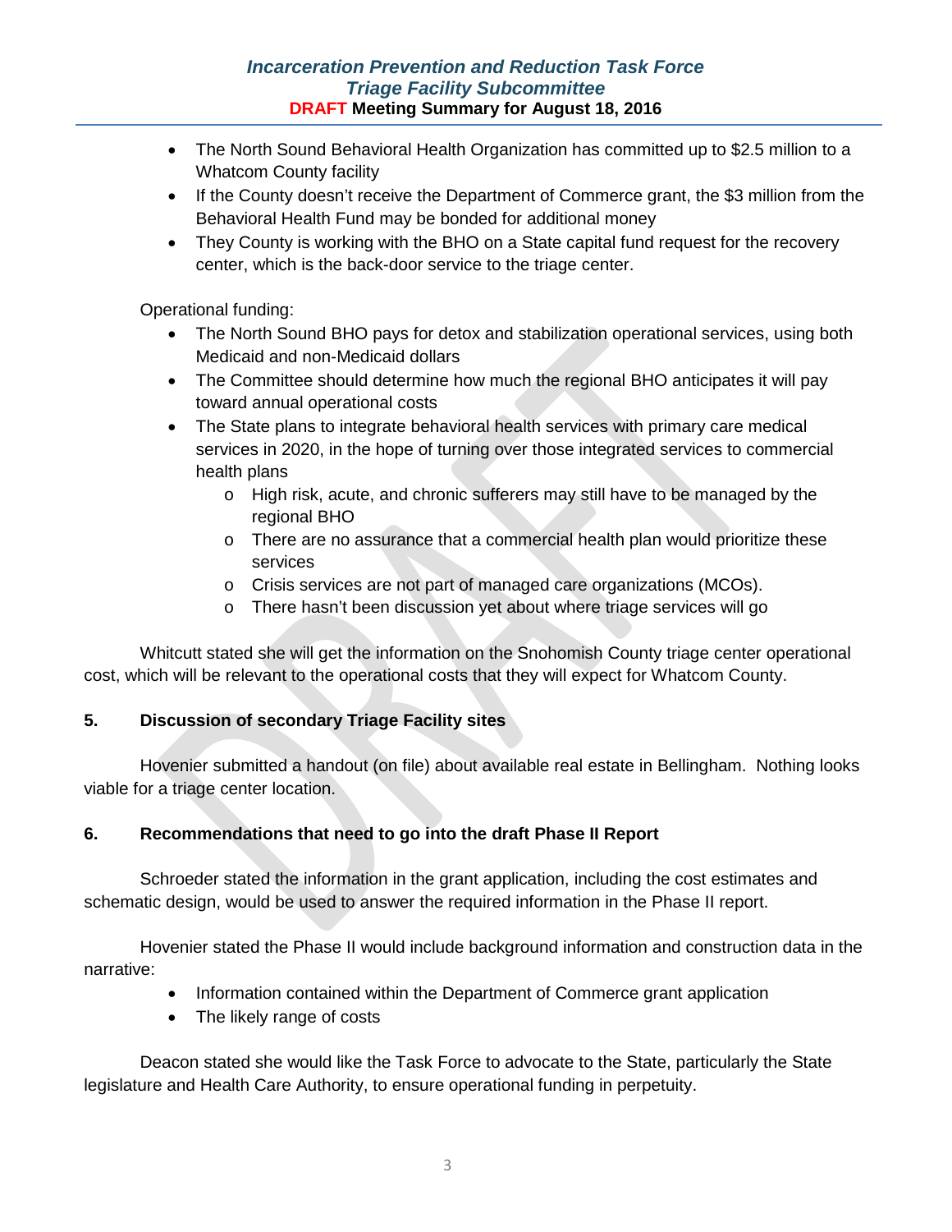- The North Sound Behavioral Health Organization has committed up to $2.5 million to a Whatcom County facility
- If the County doesn't receive the Department of Commerce grant, the $3 million from the Behavioral Health Fund may be bonded for additional money
- They County is working with the BHO on a State capital fund request for the recovery center, which is the back-door service to the triage center.

Operational funding:

- The North Sound BHO pays for detox and stabilization operational services, using both Medicaid and non-Medicaid dollars
- The Committee should determine how much the regional BHO anticipates it will pay toward annual operational costs
- The State plans to integrate behavioral health services with primary care medical services in 2020, in the hope of turning over those integrated services to commercial health plans
  - High risk, acute, and chronic sufferers may still have to be managed by the regional BHO
  - There are no assurance that a commercial health plan would prioritize these services
  - Crisis services are not part of managed care organizations (MCOs).
  - There hasn't been discussion yet about where triage services will go

Whitcutt stated she will get the information on the Snohomish County triage center operational cost, which will be relevant to the operational costs that they will expect for Whatcom County.

**5. Discussion of secondary Triage Facility sites**

Hovenier submitted a handout (on file) about available real estate in Bellingham. Nothing looks viable for a triage center location.

**6. Recommendations that need to go into the draft Phase II Report**

Schroeder stated the information in the grant application, including the cost estimates and schematic design, would be used to answer the required information in the Phase II report.

Hovenier stated the Phase II would include background information and construction data in the narrative:

- Information contained within the Department of Commerce grant application
- The likely range of costs

Deacon stated she would like the Task Force to advocate to the State, particularly the State legislature and Health Care Authority, to ensure operational funding in perpetuity.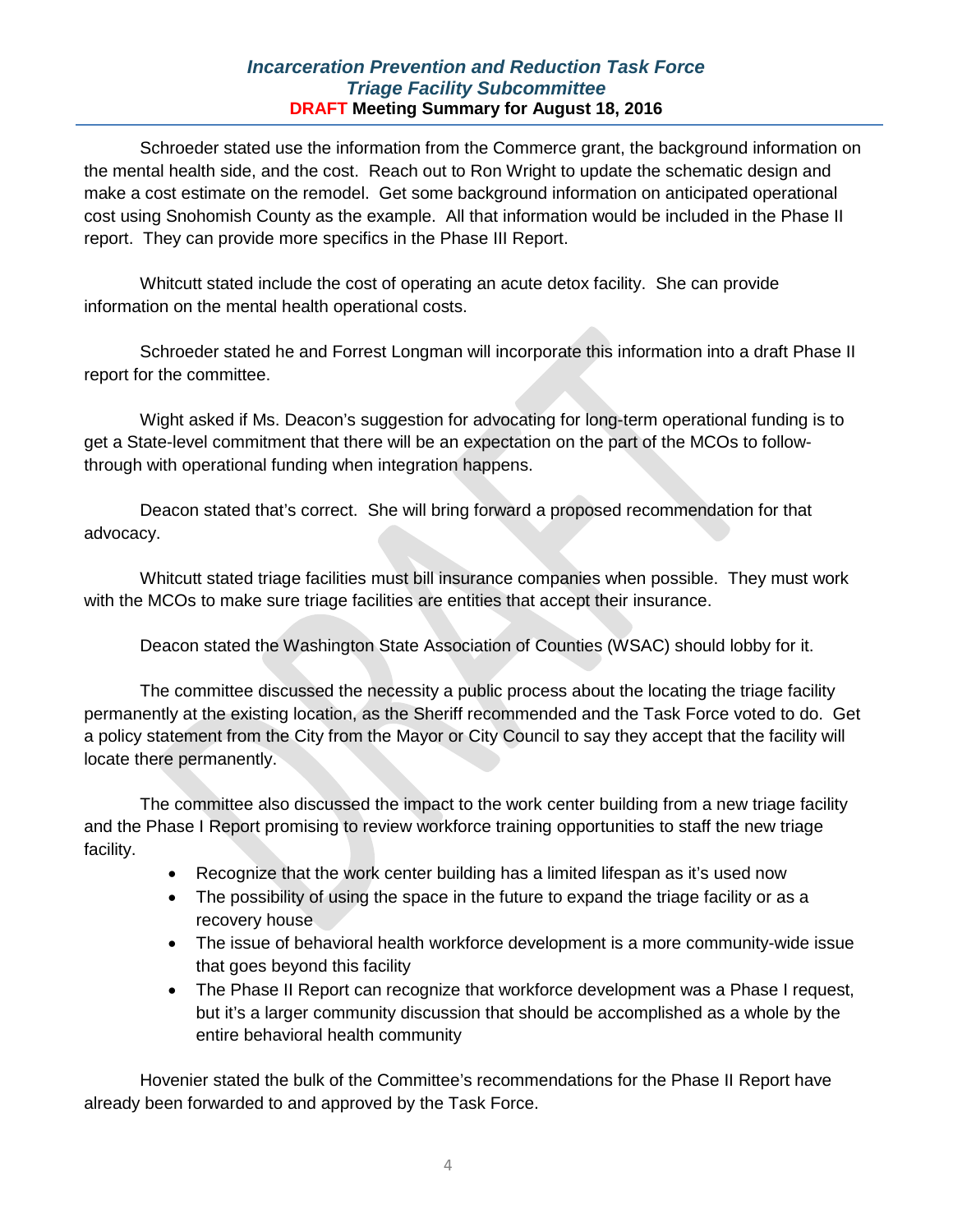Schroeder stated use the information from the Commerce grant, the background information on the mental health side, and the cost. Reach out to Ron Wright to update the schematic design and make a cost estimate on the remodel. Get some background information on anticipated operational cost using Snohomish County as the example. All that information would be included in the Phase II report. They can provide more specifics in the Phase III Report.

Whitcutt stated include the cost of operating an acute detox facility. She can provide information on the mental health operational costs.

Schroeder stated he and Forrest Longman will incorporate this information into a draft Phase II report for the committee.

Wight asked if Ms. Deacon's suggestion for advocating for long-term operational funding is to get a State-level commitment that there will be an expectation on the part of the MCOs to follow-through with operational funding when integration happens.

Deacon stated that's correct. She will bring forward a proposed recommendation for that advocacy.

Whitcutt stated triage facilities must bill insurance companies when possible. They must work with the MCOs to make sure triage facilities are entities that accept their insurance.

Deacon stated the Washington State Association of Counties (WSAC) should lobby for it.

The committee discussed the necessity a public process about the locating the triage facility permanently at the existing location, as the Sheriff recommended and the Task Force voted to do. Get a policy statement from the City from the Mayor or City Council to say they accept that the facility will locate there permanently.

The committee also discussed the impact to the work center building from a new triage facility and the Phase I Report promising to review workforce training opportunities to staff the new triage facility.

- Recognize that the work center building has a limited lifespan as it's used now
- The possibility of using the space in the future to expand the triage facility or as a recovery house
- The issue of behavioral health workforce development is a more community-wide issue that goes beyond this facility
- The Phase II Report can recognize that workforce development was a Phase I request, but it's a larger community discussion that should be accomplished as a whole by the entire behavioral health community

Hovenier stated the bulk of the Committee's recommendations for the Phase II Report have already been forwarded to and approved by the Task Force.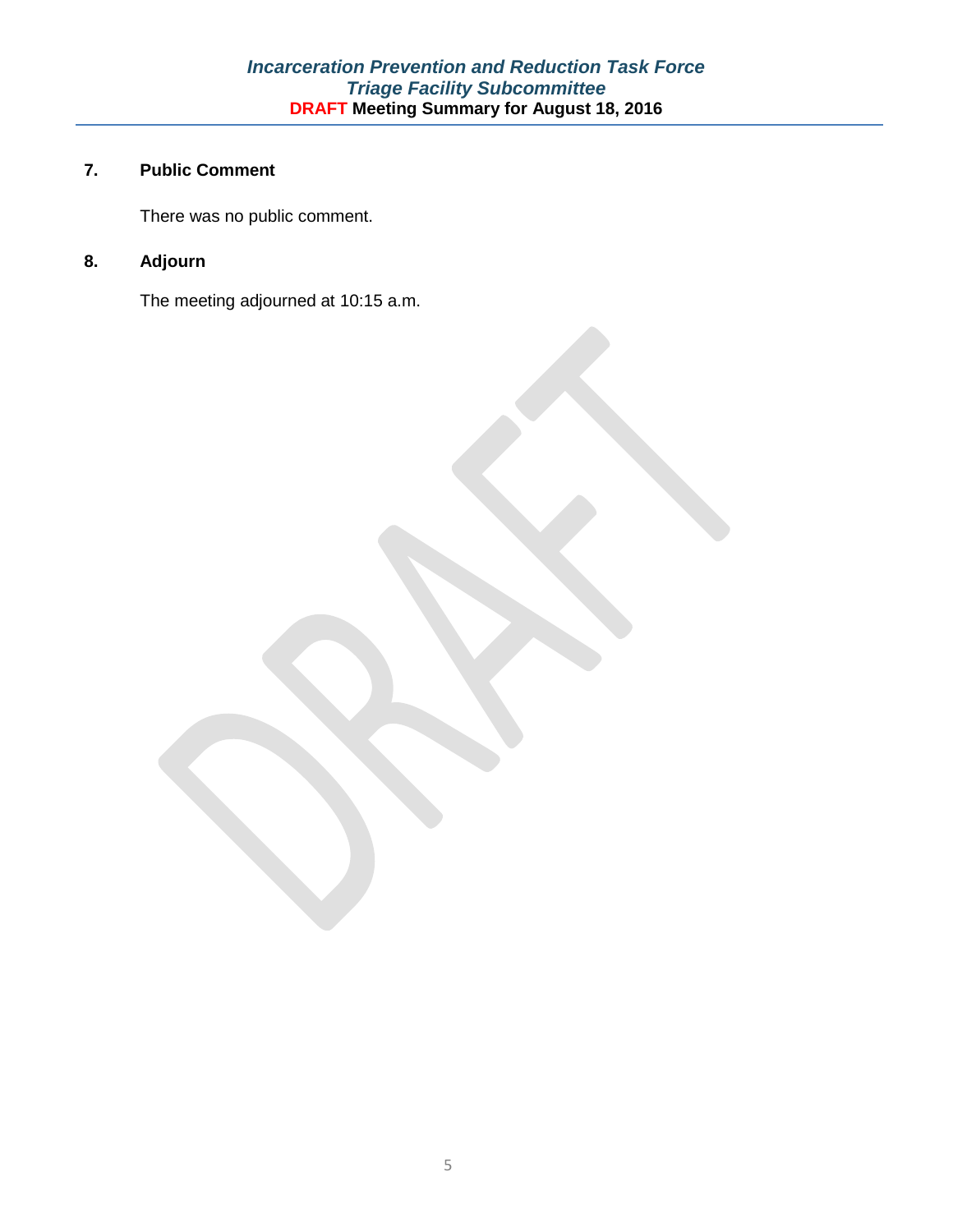## 7. Public Comment

There was no public comment.

## 8. Adjourn

The meeting adjourned at 10:15 a.m.